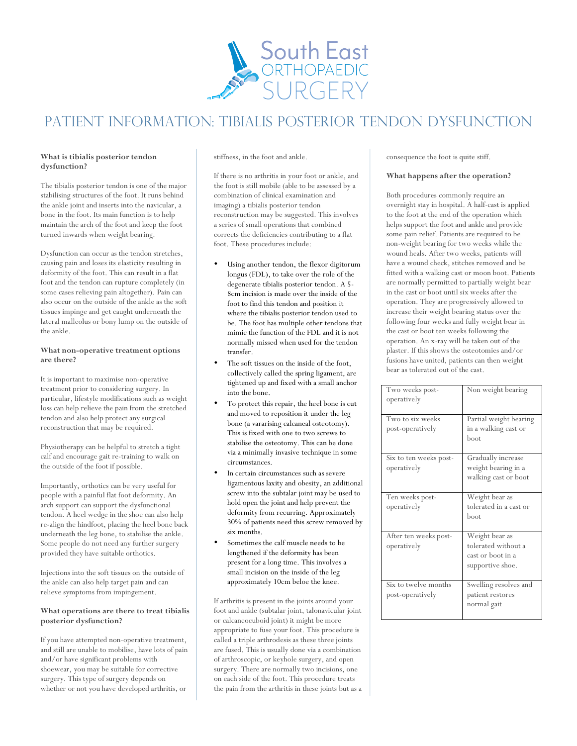# PATIENT INFORMATION: TIBIALIS POSTERIOR TENDON DYSFUNCTION

### What is tibialis posterior tendon dysfunction?

The tibialis posterior tendon is one of the major stabilising structures of the foot. It runs behind the ankle joint and inserts into the navicular, a bone in the foot. Its main function is to help maintain the arch of the foot and keep the foot turned inwards when weight bearing.

Dysfunction can occur as the tendon stretches, causing pain and loses its elasticity resulting in deformity of the foot. This can result in a flat foot and the tendon can rupture completely (in some cases relieving pain altogether). Pain can also occur on the outside of the ankle as the soft tissues impinge and get caught underneath the lateral malleolus or bony lump on the outside of the ankle.

### What non-operative treatment options are there?

It is important to maximise non-operative treatment prior to considering surgery. In particular, lifestyle modifications such as weight loss can help relieve the pain from the stretched tendon and also help protect any surgical reconstruction that may be required.

Physiotherapy can be helpful to stretch a tight calf and encourage gait re-training to walk on the outside of the foot if possible.

Importantly, orthotics can be very useful for people with a painful flat foot deformity. An arch support can support the dysfunctional tendon. A heel wedge in the shoe can also help re-align the hindfoot, placing the heel bone back underneath the leg bone, to stabilise the ankle. Some people do not need any further surgery provided they have suitable orthotics.

Injections into the soft tissues on the outside of the ankle can also help target pain and can relieve symptoms from impingement.

### What operations are there to treat tibialis posterior dysfunction?

If you have attempted non-operative treatment, and still are unable to mobilise, have lots of pain and/or have significant problems with shoewear, you may be suitable for corrective surgery. This type of surgery depends on whether or not you have developed arthritis, or stiffness, in the foot and ankle.

If there is no arthritis in your foot or ankle, and the foot is still mobile (able to be assessed by a combination of clinical examination and imaging) a tibialis posterior tendon reconstruction may be suggested. This involves a series of small operations that combined corrects the deficiencies contributing to a flat foot. These procedures include:

- Using another tendon, the flexor digitorum longus (FDL), to take over the role of the degenerate tibialis posterior tendon. A 5-8cm incision is made over the inside of the foot to find this tendon and position it where the tibialis posterior tendon used to be. The foot has multiple other tendons that mimic the function of the FDL and it is not normally missed when used for the tendon transfer.
- The soft tissues on the inside of the foot, collectively called the spring ligament, are tightened up and fixed with a small anchor into the bone.
- To protect this repair, the heel bone is cut and moved to reposition it under the leg bone (a vararising calcaneal osteotomy). This is fixed with one to two screws to stabilise the osteotomy. This can be done via a minimally invasive technique in some circumstances.
- In certain circumstances such as severe ligamentous laxity and obesity, an additional screw into the subtalar joint may be used to hold open the joint and help prevent the deformity from recurring. Approximately 30% of patients need this screw removed by six months.
- Sometimes the calf muscle needs to be lengthened if the deformity has been present for a long time. This involves a small incision on the inside of the leg approximately 10cm beloe the knee.

If arthritis is present in the joints around your foot and ankle (subtalar joint, talonavicular joint or calcaneocuboid joint) it might be more appropriate to fuse your foot. This procedure is called a triple arthrodesis as these three joints are fused. This is usually done via a combination of arthroscopic, or keyhole surgery, and open surgery. There are normally two incisions, one on each side of the foot. This procedure treats the pain from the arthritis in these joints but as a consequence the foot is quite stiff.

### What happens after the operation?

Both procedures commonly require an overnight stay in hospital. A half-cast is applied to the foot at the end of the operation which helps support the foot and ankle and provide some pain relief. Patients are required to be non-weight bearing for two weeks while the wound heals. After two weeks, patients will have a wound check, stitches removed and be fitted with a walking cast or moon boot. Patients are normally permitted to partially weight bear in the cast or boot until six weeks after the operation. They are progressively allowed to increase their weight bearing status over the following four weeks and fully weight bear in the cast or boot ten weeks following the operation. An x-ray will be taken out of the plaster. If this shows the osteotomies and/or fusions have united, patients can then weight bear as tolerated out of the cast.

| | |
|---|---|
| Two weeks post-operatively | Non weight bearing |
| Two to six weeks post-operatively | Partial weight bearing in a walking cast or boot |
| Six to ten weeks post-operatively | Gradually increase weight bearing in a walking cast or boot |
| Ten weeks post-operatively | Weight bear as tolerated in a cast or boot |
| After ten weeks post-operatively | Weight bear as tolerated without a cast or boot in a supportive shoe. |
| Six to twelve months post-operatively | Swelling resolves and patient restores normal gait |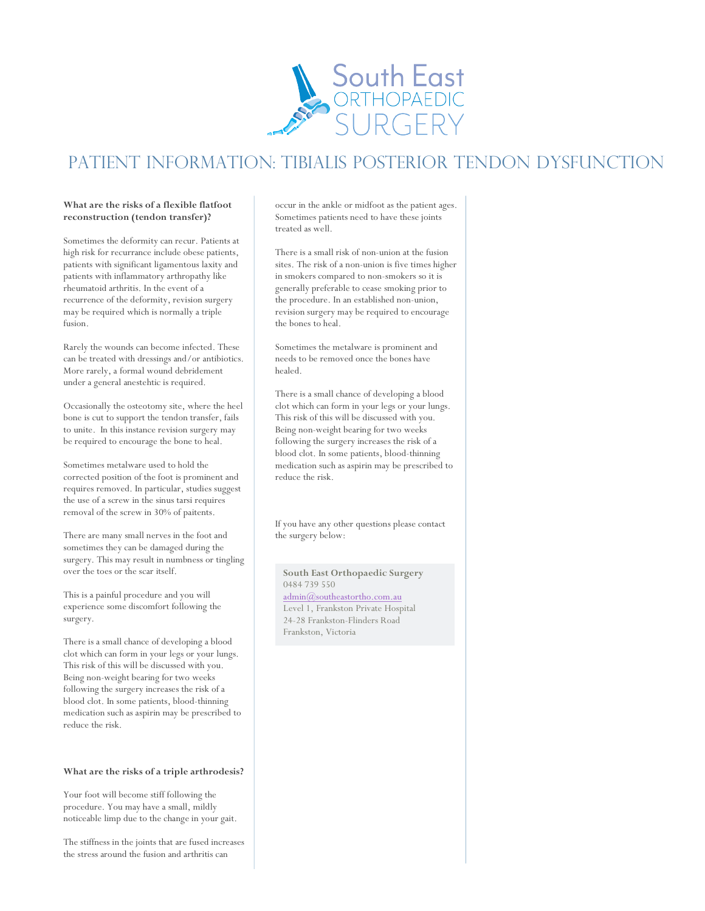# PATIENT INFORMATION: TIBIALIS POSTERIOR TENDON DYSFUNCTION

**What are the risks of a flexible flatfoot reconstruction (tendon transfer)?**

Sometimes the deformity can recur. Patients at high risk for recurrance include obese patients, patients with significant ligamentous laxity and patients with inflammatory arthropathy like rheumatoid arthritis. In the event of a recurrence of the deformity, revision surgery may be required which is normally a triple fusion.

Rarely the wounds can become infected. These can be treated with dressings and/or antibiotics. More rarely, a formal wound debridement under a general anestehtic is required.

Occasionally the osteotomy site, where the heel bone is cut to support the tendon transfer, fails to unite. In this instance revision surgery may be required to encourage the bone to heal.

Sometimes metalware used to hold the corrected position of the foot is prominent and requires removed. In particular, studies suggest the use of a screw in the sinus tarsi requires removal of the screw in 30% of paitents.

There are many small nerves in the foot and sometimes they can be damaged during the surgery. This may result in numbness or tingling over the toes or the scar itself.

This is a painful procedure and you will experience some discomfort following the surgery.

There is a small chance of developing a blood clot which can form in your legs or your lungs. This risk of this will be discussed with you. Being non-weight bearing for two weeks following the surgery increases the risk of a blood clot. In some patients, blood-thinning medication such as aspirin may be prescribed to reduce the risk.

**What are the risks of a triple arthrodesis?**

Your foot will become stiff following the procedure. You may have a small, mildly noticeable limp due to the change in your gait.

The stiffness in the joints that are fused increases the stress around the fusion and arthritis can occur in the ankle or midfoot as the patient ages. Sometimes patients need to have these joints treated as well.

There is a small risk of non-union at the fusion sites. The risk of a non-union is five times higher in smokers compared to non-smokers so it is generally preferable to cease smoking prior to the procedure. In an established non-union, revision surgery may be required to encourage the bones to heal.

Sometimes the metalware is prominent and needs to be removed once the bones have healed.

There is a small chance of developing a blood clot which can form in your legs or your lungs. This risk of this will be discussed with you. Being non-weight bearing for two weeks following the surgery increases the risk of a blood clot. In some patients, blood-thinning medication such as aspirin may be prescribed to reduce the risk.

If you have any other questions please contact the surgery below:

**South East Orthopaedic Surgery**
0484 739 550
admin@southeastortho.com.au
Level 1, Frankston Private Hospital
24-28 Frankston-Flinders Road
Frankston, Victoria